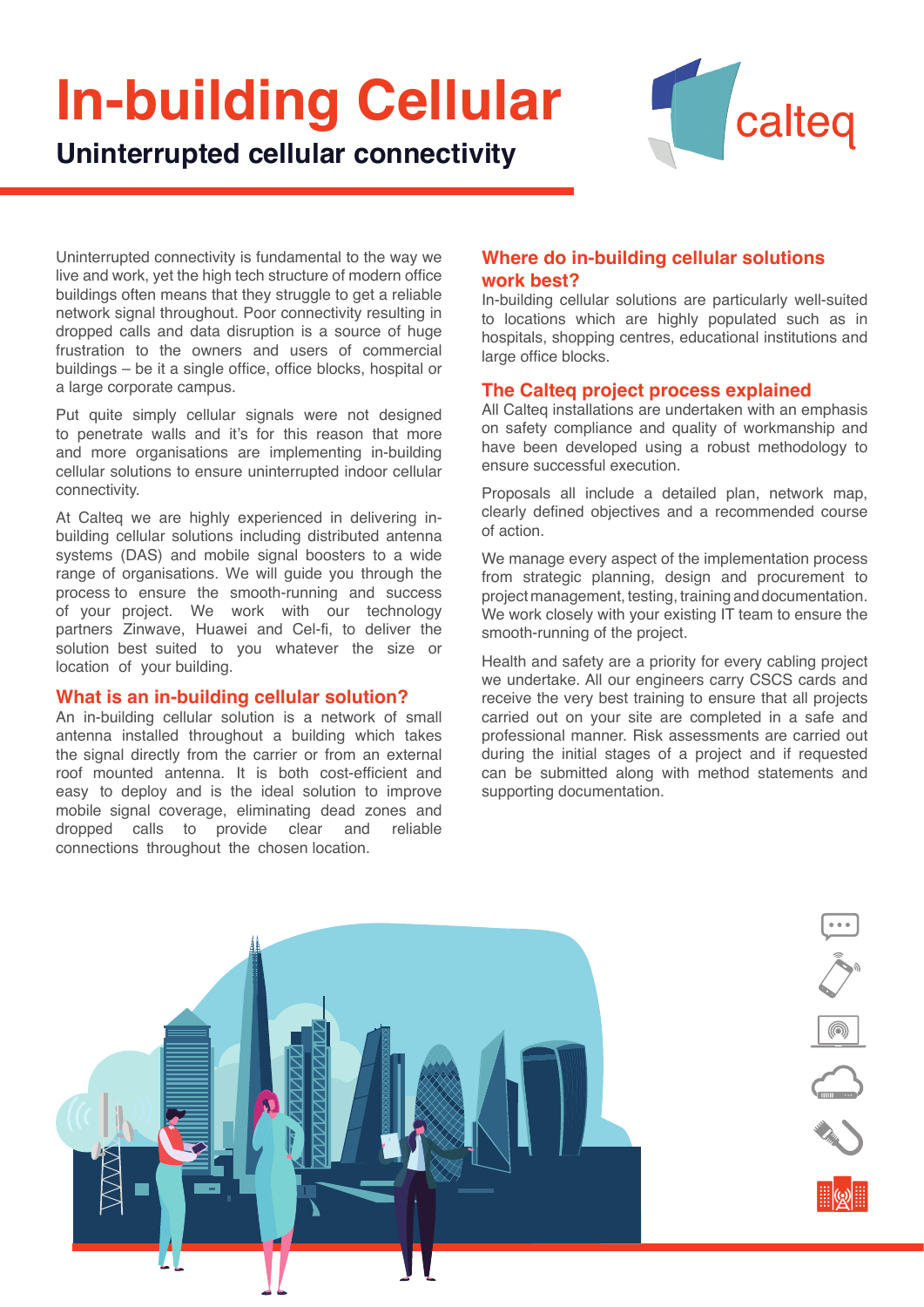# In-building Cellular

## Uninterrupted cellular connectivity

Uninterrupted connectivity is fundamental to the way we live and work, yet the high tech structure of modern office buildings often means that they struggle to get a reliable network signal throughout. Poor connectivity resulting in dropped calls and data disruption is a source of huge frustration to the owners and users of commercial buildings – be it a single office, office blocks, hospital or a large corporate campus.

Put quite simply cellular signals were not designed to penetrate walls and it's for this reason that more and more organisations are implementing in-building cellular solutions to ensure uninterrupted indoor cellular connectivity.

At Calteq we are highly experienced in delivering in-building cellular solutions including distributed antenna systems (DAS) and mobile signal boosters to a wide range of organisations. We will guide you through the process to ensure the smooth-running and success of your project. We work with our technology partners Zinwave, Huawei and Cel-fi, to deliver the solution best suited to you whatever the size or location of your building.

### What is an in-building cellular solution?

An in-building cellular solution is a network of small antenna installed throughout a building which takes the signal directly from the carrier or from an external roof mounted antenna. It is both cost-efficient and easy to deploy and is the ideal solution to improve mobile signal coverage, eliminating dead zones and dropped calls to provide clear and reliable connections throughout the chosen location.

### Where do in-building cellular solutions work best?

In-building cellular solutions are particularly well-suited to locations which are highly populated such as in hospitals, shopping centres, educational institutions and large office blocks.

### The Calteq project process explained

All Calteq installations are undertaken with an emphasis on safety compliance and quality of workmanship and have been developed using a robust methodology to ensure successful execution.

Proposals all include a detailed plan, network map, clearly defined objectives and a recommended course of action.

We manage every aspect of the implementation process from strategic planning, design and procurement to project management, testing, training and documentation. We work closely with your existing IT team to ensure the smooth-running of the project.

Health and safety are a priority for every cabling project we undertake. All our engineers carry CSCS cards and receive the very best training to ensure that all projects carried out on your site are completed in a safe and professional manner. Risk assessments are carried out during the initial stages of a project and if requested can be submitted along with method statements and supporting documentation.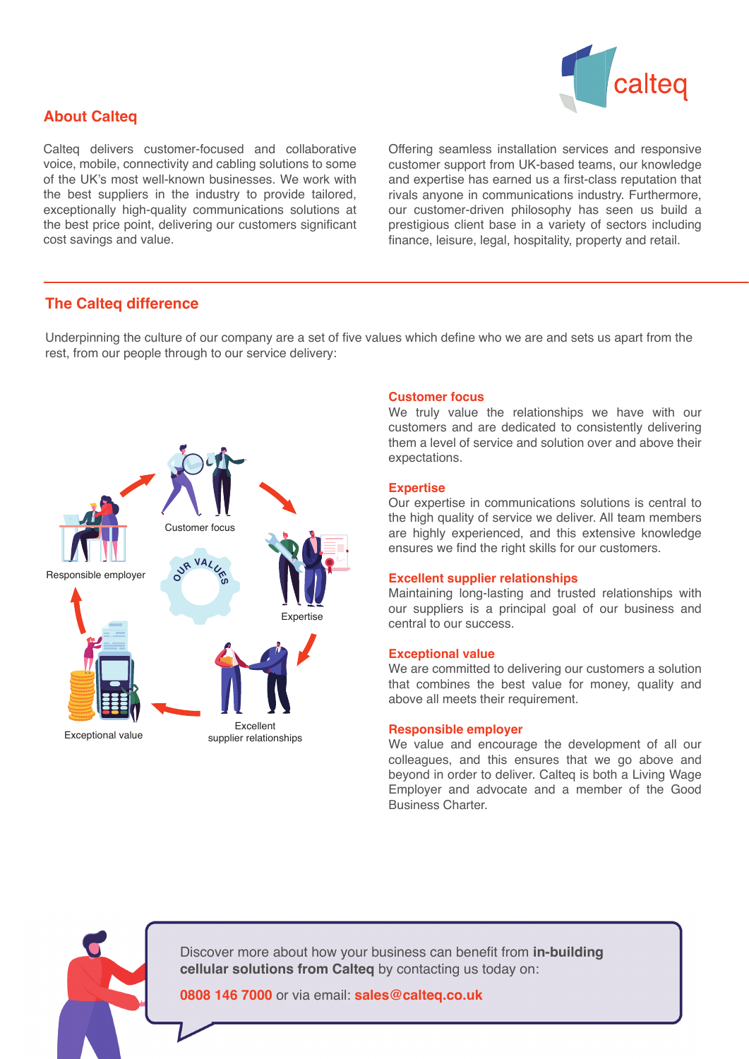## About Calteq

Calteq delivers customer-focused and collaborative voice, mobile, connectivity and cabling solutions to some of the UK's most well-known businesses. We work with the best suppliers in the industry to provide tailored, exceptionally high-quality communications solutions at the best price point, delivering our customers significant cost savings and value.

Offering seamless installation services and responsive customer support from UK-based teams, our knowledge and expertise has earned us a first-class reputation that rivals anyone in communications industry. Furthermore, our customer-driven philosophy has seen us build a prestigious client base in a variety of sectors including finance, leisure, legal, hospitality, property and retail.

## The Calteq difference

Underpinning the culture of our company are a set of five values which define who we are and sets us apart from the rest, from our people through to our service delivery:

OUR VALUES

Customer focus

Expertise

Excellent supplier relationships

Exceptional value

Responsible employer

### Customer focus

We truly value the relationships we have with our customers and are dedicated to consistently delivering them a level of service and solution over and above their expectations.

### Expertise

Our expertise in communications solutions is central to the high quality of service we deliver. All team members are highly experienced, and this extensive knowledge ensures we find the right skills for our customers.

### Excellent supplier relationships

Maintaining long-lasting and trusted relationships with our suppliers is a principal goal of our business and central to our success.

### Exceptional value

We are committed to delivering our customers a solution that combines the best value for money, quality and above all meets their requirement.

### Responsible employer

We value and encourage the development of all our colleagues, and this ensures that we go above and beyond in order to deliver. Calteq is both a Living Wage Employer and advocate and a member of the Good Business Charter.

Discover more about how your business can benefit from **in-building cellular solutions from Calteq** by contacting us today on:

**0808 146 7000** or via email: **sales@calteq.co.uk**